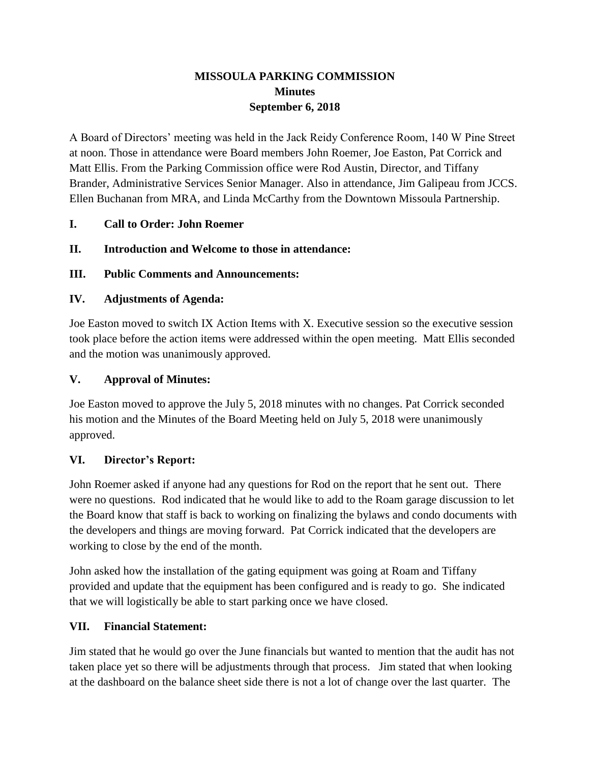# MISSOULA PARKING COMMISSION
## Minutes
## September 6, 2018

A Board of Directors' meeting was held in the Jack Reidy Conference Room, 140 W Pine Street at noon. Those in attendance were Board members John Roemer, Joe Easton, Pat Corrick and Matt Ellis. From the Parking Commission office were Rod Austin, Director, and Tiffany Brander, Administrative Services Senior Manager. Also in attendance, Jim Galipeau from JCCS. Ellen Buchanan from MRA, and Linda McCarthy from the Downtown Missoula Partnership.

**I. Call to Order: John Roemer**

**II. Introduction and Welcome to those in attendance:**

**III. Public Comments and Announcements:**

**IV. Adjustments of Agenda:**

Joe Easton moved to switch IX Action Items with X. Executive session so the executive session took place before the action items were addressed within the open meeting. Matt Ellis seconded and the motion was unanimously approved.

**V. Approval of Minutes:**

Joe Easton moved to approve the July 5, 2018 minutes with no changes. Pat Corrick seconded his motion and the Minutes of the Board Meeting held on July 5, 2018 were unanimously approved.

**VI. Director's Report:**

John Roemer asked if anyone had any questions for Rod on the report that he sent out. There were no questions. Rod indicated that he would like to add to the Roam garage discussion to let the Board know that staff is back to working on finalizing the bylaws and condo documents with the developers and things are moving forward. Pat Corrick indicated that the developers are working to close by the end of the month.

John asked how the installation of the gating equipment was going at Roam and Tiffany provided and update that the equipment has been configured and is ready to go. She indicated that we will logistically be able to start parking once we have closed.

**VII. Financial Statement:**

Jim stated that he would go over the June financials but wanted to mention that the audit has not taken place yet so there will be adjustments through that process. Jim stated that when looking at the dashboard on the balance sheet side there is not a lot of change over the last quarter. The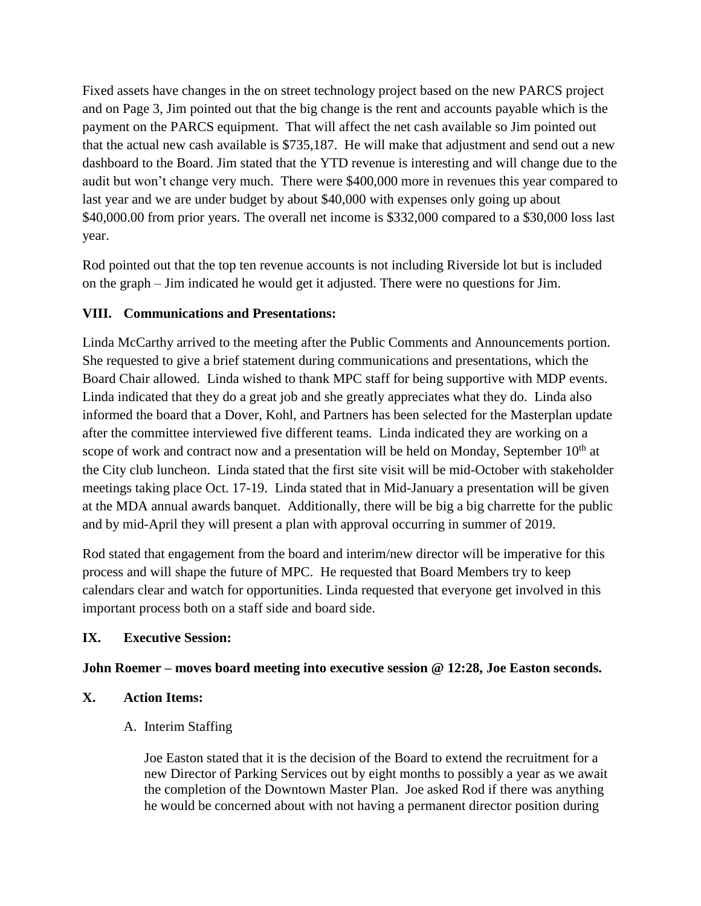Fixed assets have changes in the on street technology project based on the new PARCS project and on Page 3, Jim pointed out that the big change is the rent and accounts payable which is the payment on the PARCS equipment. That will affect the net cash available so Jim pointed out that the actual new cash available is $735,187. He will make that adjustment and send out a new dashboard to the Board. Jim stated that the YTD revenue is interesting and will change due to the audit but won't change very much. There were $400,000 more in revenues this year compared to last year and we are under budget by about $40,000 with expenses only going up about $40,000.00 from prior years. The overall net income is $332,000 compared to a $30,000 loss last year.

Rod pointed out that the top ten revenue accounts is not including Riverside lot but is included on the graph – Jim indicated he would get it adjusted. There were no questions for Jim.

## VIII. Communications and Presentations:

Linda McCarthy arrived to the meeting after the Public Comments and Announcements portion. She requested to give a brief statement during communications and presentations, which the Board Chair allowed. Linda wished to thank MPC staff for being supportive with MDP events. Linda indicated that they do a great job and she greatly appreciates what they do. Linda also informed the board that a Dover, Kohl, and Partners has been selected for the Masterplan update after the committee interviewed five different teams. Linda indicated they are working on a scope of work and contract now and a presentation will be held on Monday, September 10th at the City club luncheon. Linda stated that the first site visit will be mid-October with stakeholder meetings taking place Oct. 17-19. Linda stated that in Mid-January a presentation will be given at the MDA annual awards banquet. Additionally, there will be big a big charrette for the public and by mid-April they will present a plan with approval occurring in summer of 2019.

Rod stated that engagement from the board and interim/new director will be imperative for this process and will shape the future of MPC. He requested that Board Members try to keep calendars clear and watch for opportunities. Linda requested that everyone get involved in this important process both on a staff side and board side.

## IX. Executive Session:

**John Roemer – moves board meeting into executive session @ 12:28, Joe Easton seconds.**

## X. Action Items:

A. Interim Staffing

Joe Easton stated that it is the decision of the Board to extend the recruitment for a new Director of Parking Services out by eight months to possibly a year as we await the completion of the Downtown Master Plan. Joe asked Rod if there was anything he would be concerned about with not having a permanent director position during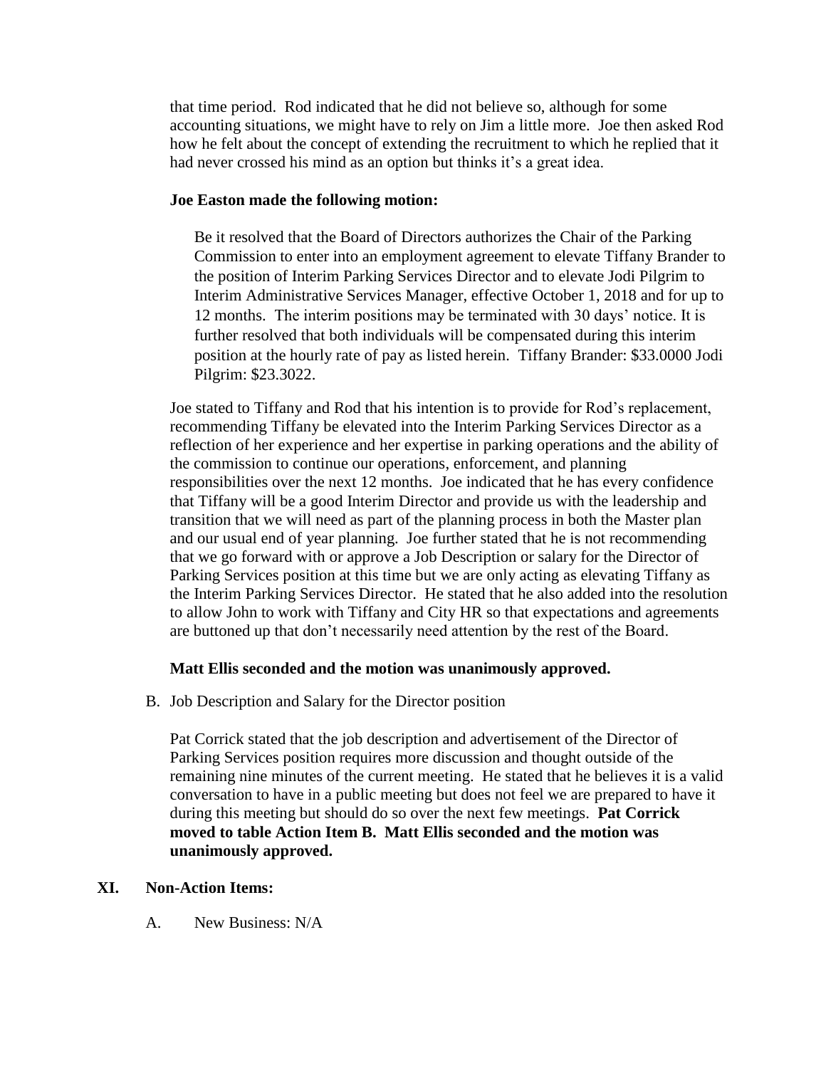that time period. Rod indicated that he did not believe so, although for some accounting situations, we might have to rely on Jim a little more. Joe then asked Rod how he felt about the concept of extending the recruitment to which he replied that it had never crossed his mind as an option but thinks it's a great idea.

**Joe Easton made the following motion:**

> Be it resolved that the Board of Directors authorizes the Chair of the Parking Commission to enter into an employment agreement to elevate Tiffany Brander to the position of Interim Parking Services Director and to elevate Jodi Pilgrim to Interim Administrative Services Manager, effective October 1, 2018 and for up to 12 months. The interim positions may be terminated with 30 days' notice. It is further resolved that both individuals will be compensated during this interim position at the hourly rate of pay as listed herein. Tiffany Brander: $33.0000 Jodi Pilgrim: $23.3022.

Joe stated to Tiffany and Rod that his intention is to provide for Rod's replacement, recommending Tiffany be elevated into the Interim Parking Services Director as a reflection of her experience and her expertise in parking operations and the ability of the commission to continue our operations, enforcement, and planning responsibilities over the next 12 months. Joe indicated that he has every confidence that Tiffany will be a good Interim Director and provide us with the leadership and transition that we will need as part of the planning process in both the Master plan and our usual end of year planning. Joe further stated that he is not recommending that we go forward with or approve a Job Description or salary for the Director of Parking Services position at this time but we are only acting as elevating Tiffany as the Interim Parking Services Director. He stated that he also added into the resolution to allow John to work with Tiffany and City HR so that expectations and agreements are buttoned up that don't necessarily need attention by the rest of the Board.

**Matt Ellis seconded and the motion was unanimously approved.**

B. Job Description and Salary for the Director position

Pat Corrick stated that the job description and advertisement of the Director of Parking Services position requires more discussion and thought outside of the remaining nine minutes of the current meeting. He stated that he believes it is a valid conversation to have in a public meeting but does not feel we are prepared to have it during this meeting but should do so over the next few meetings. **Pat Corrick moved to table Action Item B. Matt Ellis seconded and the motion was unanimously approved.**

## XI. Non-Action Items:

A. New Business: N/A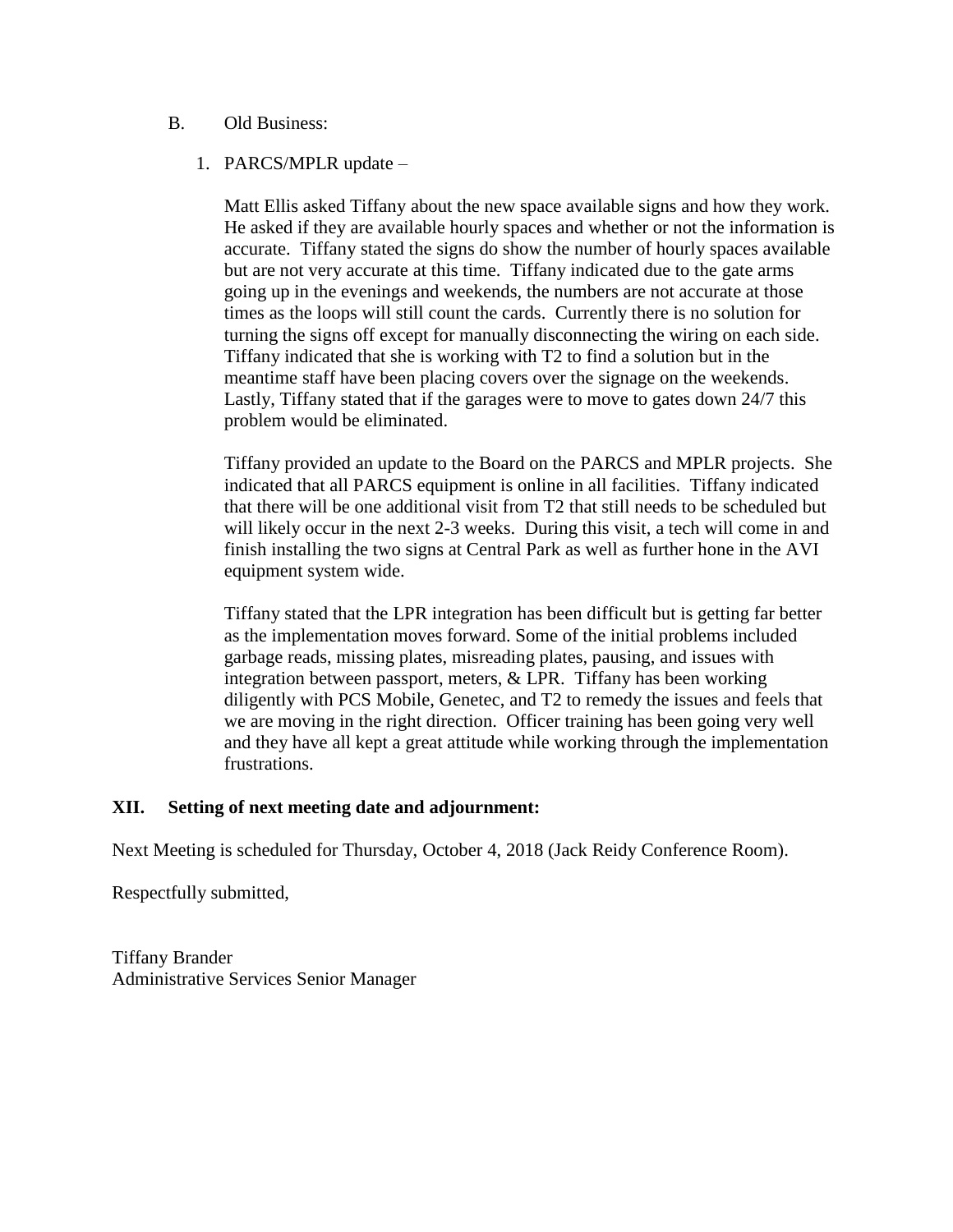B. Old Business:

1. PARCS/MPLR update –

   Matt Ellis asked Tiffany about the new space available signs and how they work. He asked if they are available hourly spaces and whether or not the information is accurate. Tiffany stated the signs do show the number of hourly spaces available but are not very accurate at this time. Tiffany indicated due to the gate arms going up in the evenings and weekends, the numbers are not accurate at those times as the loops will still count the cards. Currently there is no solution for turning the signs off except for manually disconnecting the wiring on each side. Tiffany indicated that she is working with T2 to find a solution but in the meantime staff have been placing covers over the signage on the weekends. Lastly, Tiffany stated that if the garages were to move to gates down 24/7 this problem would be eliminated.

   Tiffany provided an update to the Board on the PARCS and MPLR projects. She indicated that all PARCS equipment is online in all facilities. Tiffany indicated that there will be one additional visit from T2 that still needs to be scheduled but will likely occur in the next 2-3 weeks. During this visit, a tech will come in and finish installing the two signs at Central Park as well as further hone in the AVI equipment system wide.

   Tiffany stated that the LPR integration has been difficult but is getting far better as the implementation moves forward. Some of the initial problems included garbage reads, missing plates, misreading plates, pausing, and issues with integration between passport, meters, & LPR. Tiffany has been working diligently with PCS Mobile, Genetec, and T2 to remedy the issues and feels that we are moving in the right direction. Officer training has been going very well and they have all kept a great attitude while working through the implementation frustrations.

**XII. Setting of next meeting date and adjournment:**

Next Meeting is scheduled for Thursday, October 4, 2018 (Jack Reidy Conference Room).

Respectfully submitted,

Tiffany Brander
Administrative Services Senior Manager